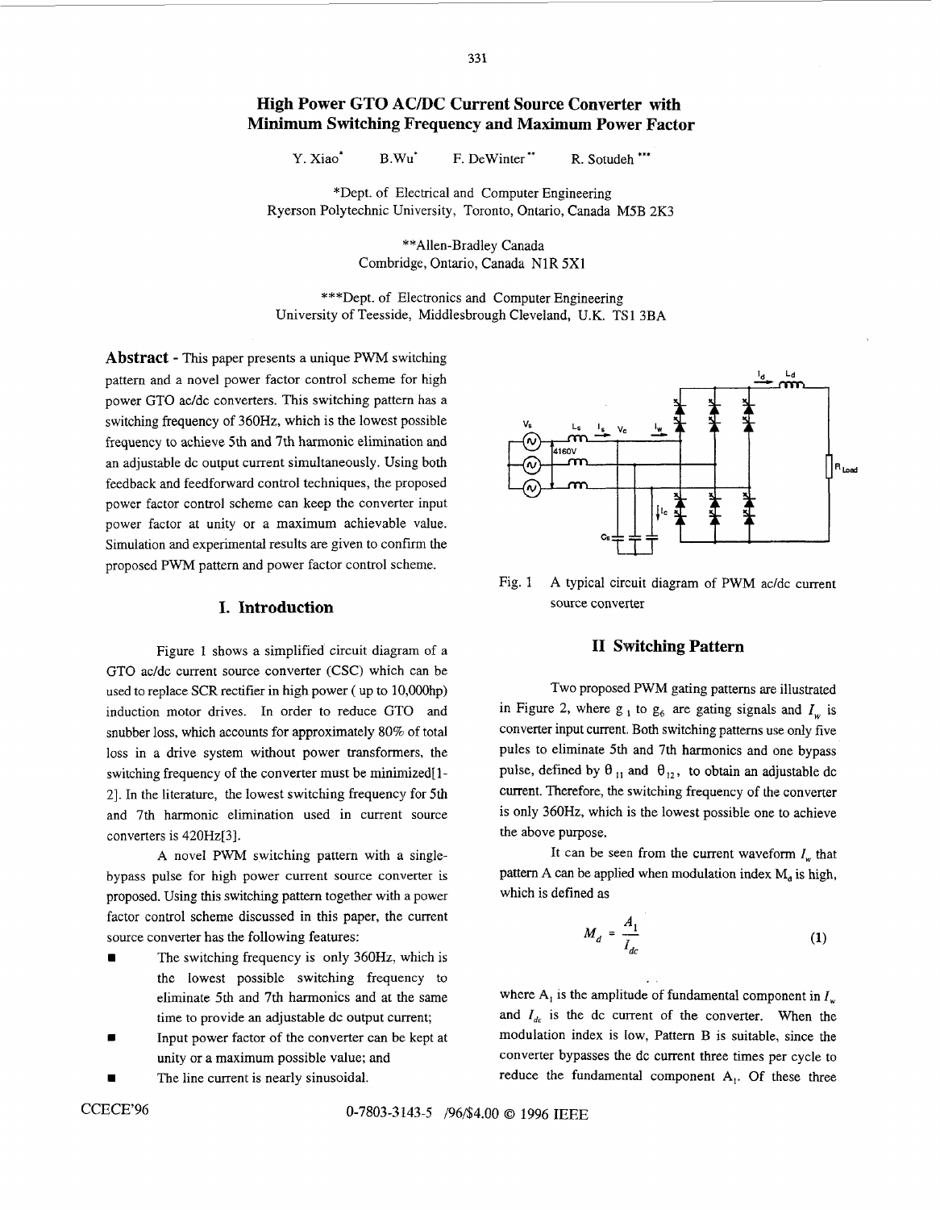# High Power GTO AC/DC Current Source Converter with Minimum Switching Frequency and Maximum Power Factor

Y. Xiao* B.Wu* F. DeWinter** R. Sotudeh***

*Dept. of Electrical and Computer Engineering
Ryerson Polytechnic University, Toronto, Ontario, Canada M5B 2K3

**Allen-Bradley Canada
Combridge, Ontario, Canada N1R 5X1

***Dept. of Electronics and Computer Engineering
University of Teesside, Middlesbrough Cleveland, U.K. TS1 3BA

**Abstract** - This paper presents a unique PWM switching pattern and a novel power factor control scheme for high power GTO ac/dc converters. This switching pattern has a switching frequency of 360Hz, which is the lowest possible frequency to achieve 5th and 7th harmonic elimination and an adjustable dc output current simultaneously. Using both feedback and feedforward control techniques, the proposed power factor control scheme can keep the converter input power factor at unity or a maximum achievable value. Simulation and experimental results are given to confirm the proposed PWM pattern and power factor control scheme.

## I. Introduction

Figure 1 shows a simplified circuit diagram of a GTO ac/dc current source converter (CSC) which can be used to replace SCR rectifier in high power ( up to 10,000hp) induction motor drives. In order to reduce GTO and snubber loss, which accounts for approximately 80% of total loss in a drive system without power transformers, the switching frequency of the converter must be minimized[1-2]. In the literature, the lowest switching frequency for 5th and 7th harmonic elimination used in current source converters is 420Hz[3].

A novel PWM switching pattern with a single-bypass pulse for high power current source converter is proposed. Using this switching pattern together with a power factor control scheme discussed in this paper, the current source converter has the following features:

- The switching frequency is only 360Hz, which is the lowest possible switching frequency to eliminate 5th and 7th harmonics and at the same time to provide an adjustable dc output current;
- Input power factor of the converter can be kept at unity or a maximum possible value; and
- The line current is nearly sinusoidal.

Fig. 1 A typical circuit diagram of PWM ac/dc current source converter

## II Switching Pattern

Two proposed PWM gating patterns are illustrated in Figure 2, where $g_1$ to $g_6$ are gating signals and $I_w$ is converter input current. Both switching patterns use only five pules to eliminate 5th and 7th harmonics and one bypass pulse, defined by $\theta_{11}$ and $\theta_{12}$, to obtain an adjustable dc current. Therefore, the switching frequency of the converter is only 360Hz, which is the lowest possible one to achieve the above purpose.

It can be seen from the current waveform $I_w$ that pattern A can be applied when modulation index $M_d$ is high, which is defined as

$$M_d = \frac{A_1}{I_{dc}} \tag{1}$$

where $A_1$ is the amplitude of fundamental component in $I_w$ and $I_{dc}$ is the dc current of the converter. When the modulation index is low, Pattern B is suitable, since the converter bypasses the dc current three times per cycle to reduce the fundamental component $A_1$. Of these three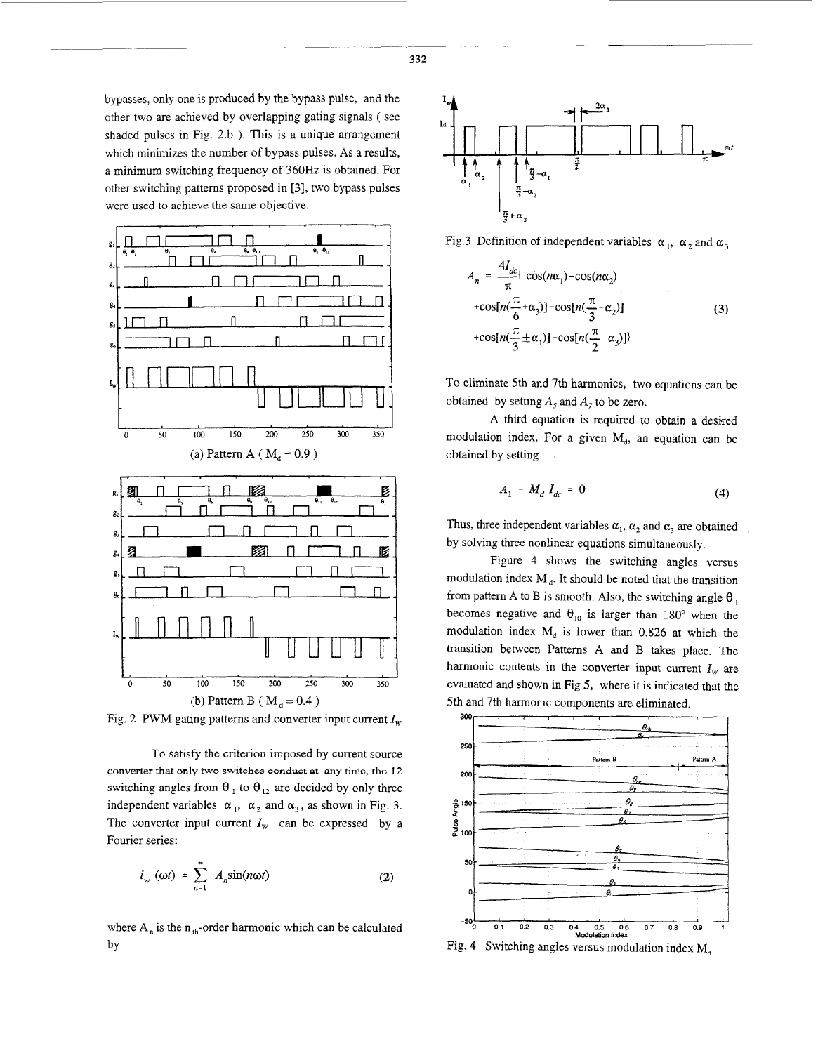bypasses, only one is produced by the bypass pulse, and the other two are achieved by overlapping gating signals ( see shaded pulses in Fig. 2.b ). This is a unique arrangement which minimizes the number of bypass pulses. As a results, a minimum switching frequency of 360Hz is obtained. For other switching patterns proposed in [3], two bypass pulses were used to achieve the same objective.

(a) Pattern A ( $M_d = 0.9$ )

(b) Pattern B ( $M_d = 0.4$ )

Fig. 2 PWM gating patterns and converter input current $I_W$

To satisfy the criterion imposed by current source converter that only two switches conduct at any time, the 12 switching angles from $\theta_1$ to $\theta_{12}$ are decided by only three independent variables $\alpha_1$, $\alpha_2$ and $\alpha_3$, as shown in Fig. 3. The converter input current $I_W$ can be expressed by a Fourier series:

$$i_w(\omega t) = \sum_{n=1}^{\infty} A_n \sin(n\omega t) \tag{2}$$

where $A_n$ is the $n_{th}$-order harmonic which can be calculated by

Fig.3 Definition of independent variables $\alpha_1$, $\alpha_2$ and $\alpha_3$

$$\begin{aligned} A_n = \frac{4I_{dc}}{\pi}\{ &\cos(n\alpha_1) - \cos(n\alpha_2) \\ &+\cos[n(\frac{\pi}{6}+\alpha_3)] - \cos[n(\frac{\pi}{3}-\alpha_2)] \\ &+\cos[n(\frac{\pi}{3}\pm\alpha_1)] - \cos[n(\frac{\pi}{2}-\alpha_3)]\} \end{aligned} \tag{3}$$

To eliminate 5th and 7th harmonics, two equations can be obtained by setting $A_5$ and $A_7$ to be zero.

A third equation is required to obtain a desired modulation index. For a given $M_d$, an equation can be obtained by setting

$$A_1 - M_d I_{dc} = 0 \tag{4}$$

Thus, three independent variables $\alpha_1$, $\alpha_2$ and $\alpha_3$ are obtained by solving three nonlinear equations simultaneously.

Figure 4 shows the switching angles versus modulation index $M_d$. It should be noted that the transition from pattern A to B is smooth. Also, the switching angle $\theta_1$ becomes negative and $\theta_{10}$ is larger than 180° when the modulation index $M_d$ is lower than 0.826 at which the transition between Patterns A and B takes place. The harmonic contents in the converter input current $I_W$ are evaluated and shown in Fig 5, where it is indicated that the 5th and 7th harmonic components are eliminated.

Fig. 4 Switching angles versus modulation index $M_d$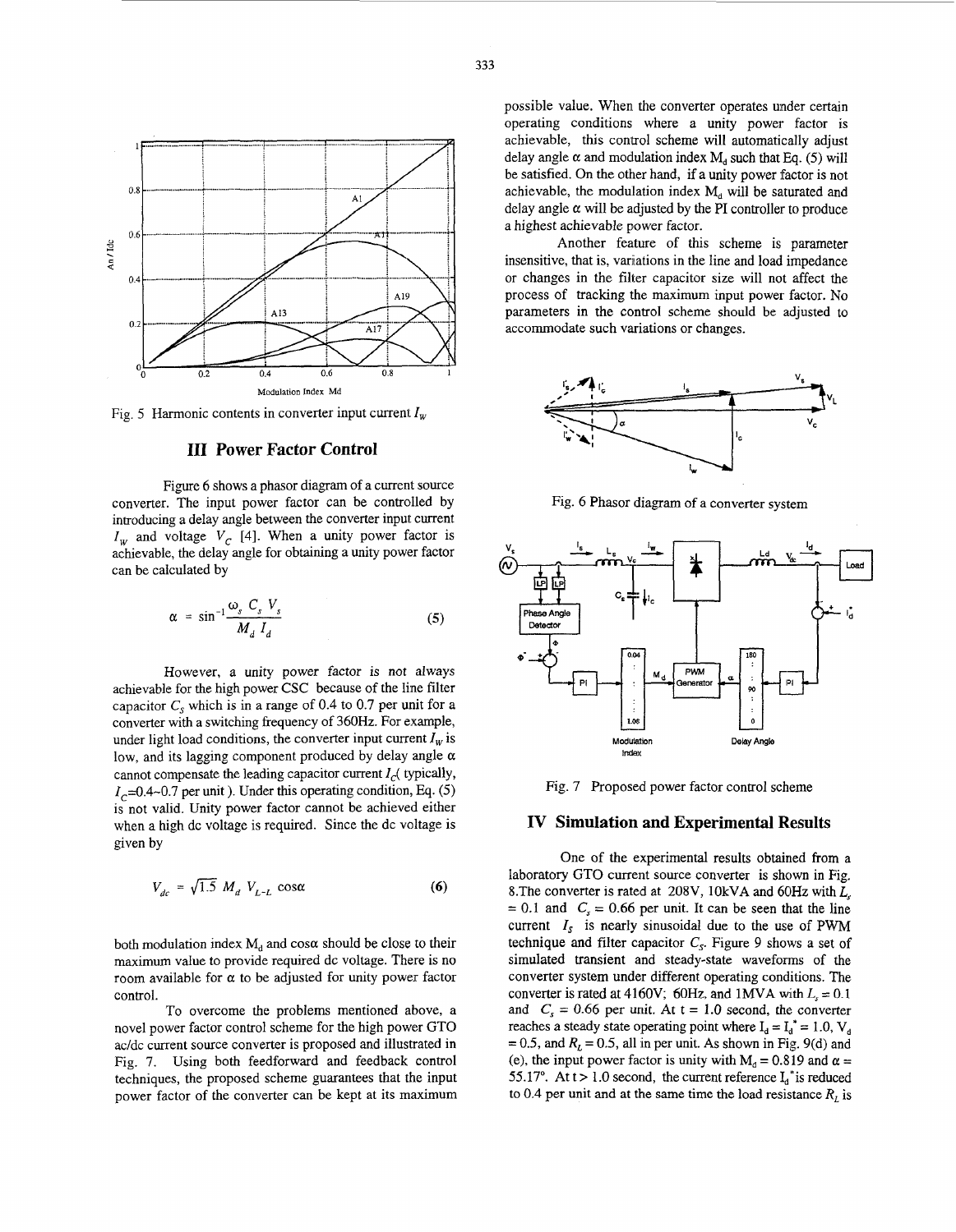Fig. 5 Harmonic contents in converter input current $I_W$

## III Power Factor Control

Figure 6 shows a phasor diagram of a current source converter. The input power factor can be controlled by introducing a delay angle between the converter input current $I_W$ and voltage $V_C$ [4]. When a unity power factor is achievable, the delay angle for obtaining a unity power factor can be calculated by

$$\alpha = \sin^{-1}\frac{\omega_s C_s V_s}{M_d I_d} \tag{5}$$

However, a unity power factor is not always achievable for the high power CSC because of the line filter capacitor $C_S$ which is in a range of 0.4 to 0.7 per unit for a converter with a switching frequency of 360Hz. For example, under light load conditions, the converter input current $I_W$ is low, and its lagging component produced by delay angle $\alpha$ cannot compensate the leading capacitor current $I_C$( typically, $I_C$=0.4~0.7 per unit ). Under this operating condition, Eq. (5) is not valid. Unity power factor cannot be achieved either when a high dc voltage is required. Since the dc voltage is given by

$$V_{dc} = \sqrt{1.5}\, M_d\, V_{L\text{-}L} \cos\alpha \tag{6}$$

both modulation index $M_d$ and $\cos\alpha$ should be close to their maximum value to provide required dc voltage. There is no room available for $\alpha$ to be adjusted for unity power factor control.

To overcome the problems mentioned above, a novel power factor control scheme for the high power GTO ac/dc current source converter is proposed and illustrated in Fig. 7. Using both feedforward and feedback control techniques, the proposed scheme guarantees that the input power factor of the converter can be kept at its maximum possible value. When the converter operates under certain operating conditions where a unity power factor is achievable, this control scheme will automatically adjust delay angle $\alpha$ and modulation index $M_d$ such that Eq. (5) will be satisfied. On the other hand, if a unity power factor is not achievable, the modulation index $M_d$ will be saturated and delay angle $\alpha$ will be adjusted by the PI controller to produce a highest achievable power factor.

Another feature of this scheme is parameter insensitive, that is, variations in the line and load impedance or changes in the filter capacitor size will not affect the process of tracking the maximum input power factor. No parameters in the control scheme should be adjusted to accommodate such variations or changes.

Fig. 6 Phasor diagram of a converter system

Fig. 7 Proposed power factor control scheme

## IV Simulation and Experimental Results

One of the experimental results obtained from a laboratory GTO current source converter is shown in Fig. 8.The converter is rated at 208V, 10kVA and 60Hz with $L_s$ = 0.1 and $C_s$ = 0.66 per unit. It can be seen that the line current $I_S$ is nearly sinusoidal due to the use of PWM technique and filter capacitor $C_S$. Figure 9 shows a set of simulated transient and steady-state waveforms of the converter system under different operating conditions. The converter is rated at 4160V; 60Hz, and 1MVA with $L_s$ = 0.1 and $C_s$ = 0.66 per unit. At t = 1.0 second, the converter reaches a steady state operating point where $I_d = I_d^* = 1.0$, $V_d$ = 0.5, and $R_L$ = 0.5, all in per unit. As shown in Fig. 9(d) and (e), the input power factor is unity with $M_d$ = 0.819 and $\alpha$ = 55.17°. At t > 1.0 second, the current reference $I_d^*$ is reduced to 0.4 per unit and at the same time the load resistance $R_L$ is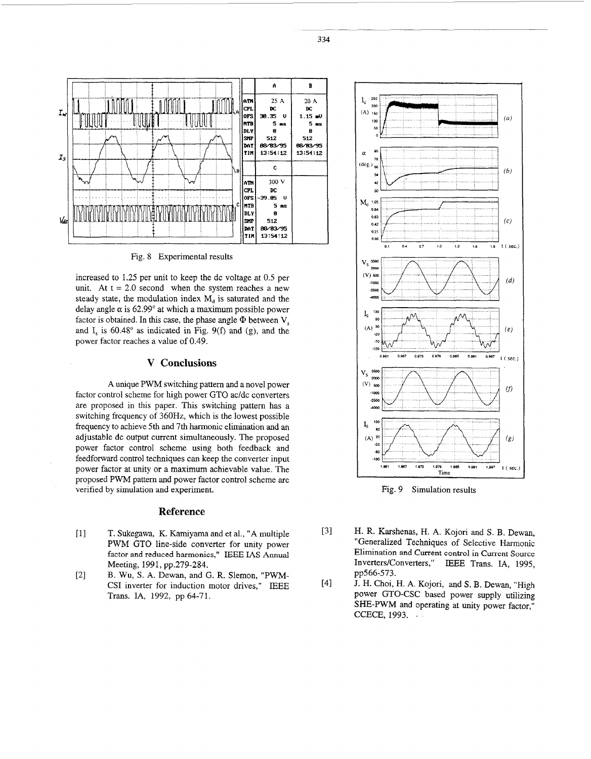$I_W$

$I_S$

$V_{dc}$

| | A | B |
|---|---|---|
| ATN | 25 A | 20 A |
| CPL | DC | DC |
| OFS | 38.35 U | 1.15 mU |
| MTB | 5 ms | 5 ms |
| DLY | 0 | 0 |
| SMP | 512 | 512 |
| DAT | 08/03/95 | 08/03/95 |
| TIM | 13:54:12 | 13:54:12 |

| | C |
|---|---|
| ATN | 300 V |
| CPL | DC |
| OFS | -39.05 U |
| MTB | 5 ms |
| DLY | 0 |
| SMP | 512 |
| DAT | 08/03/95 |
| TIM | 13:54:12 |

Fig. 8 Experimental results

increased to 1.25 per unit to keep the dc voltage at 0.5 per unit. At t = 2.0 second when the system reaches a new steady state, the modulation index $M_d$ is saturated and the delay angle $\alpha$ is 62.99° at which a maximum possible power factor is obtained. In this case, the phase angle $\Phi$ between $V_s$ and $I_s$ is 60.48° as indicated in Fig. 9(f) and (g), and the power factor reaches a value of 0.49.

## V Conclusions

A unique PWM switching pattern and a novel power factor control scheme for high power GTO ac/dc converters are proposed in this paper. This switching pattern has a switching frequency of 360Hz, which is the lowest possible frequency to achieve 5th and 7th harmonic elimination and an adjustable dc output current simultaneously. The proposed power factor control scheme using both feedback and feedforward control techniques can keep the converter input power factor at unity or a maximum achievable value. The proposed PWM pattern and power factor control scheme are verified by simulation and experiment.

## Reference

[1] T. Sukegawa, K. Kamiyama and et al., "A multiple PWM GTO line-side converter for unity power factor and reduced harmonics," IEEE IAS Annual Meeting, 1991, pp.279-284.

[2] B. Wu, S. A. Dewan, and G. R. Slemon, "PWM-CSI inverter for induction motor drives," IEEE Trans. IA, 1992, pp 64-71.

[3] H. R. Karshenas, H. A. Kojori and S. B. Dewan, "Generalized Techniques of Selective Harmonic Elimination and Current control in Current Source Inverters/Converters," IEEE Trans. IA, 1995, pp566-573.

[4] J. H. Choi, H. A. Kojori, and S. B. Dewan, "High power GTO-CSC based power supply utilizing SHE-PWM and operating at unity power factor," CCECE, 1993.

$I_d$ (A) (a)

$\alpha$ (deg.) (b)

$M_d$ (c)

t ( sec.)

$V_S$ (V) (d)

$I_S$ (A) (e)

t ( sec.)

$V_S$ (V) (f)

$I_S$ (A) (g)

Time t ( sec.)

Fig. 9 Simulation results